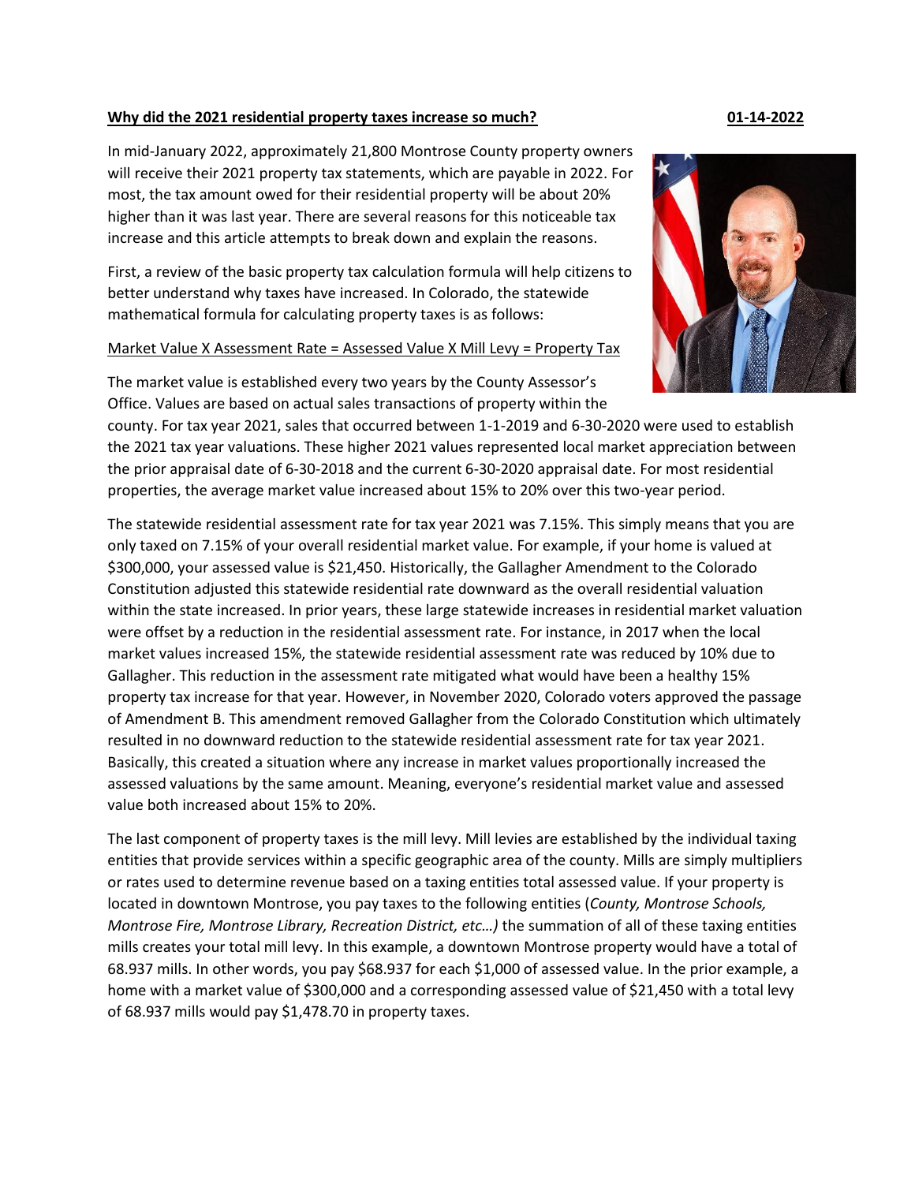**Why did the 2021 residential property taxes increase so much?** **01-14-2022**

In mid-January 2022, approximately 21,800 Montrose County property owners will receive their 2021 property tax statements, which are payable in 2022. For most, the tax amount owed for their residential property will be about 20% higher than it was last year. There are several reasons for this noticeable tax increase and this article attempts to break down and explain the reasons.

First, a review of the basic property tax calculation formula will help citizens to better understand why taxes have increased. In Colorado, the statewide mathematical formula for calculating property taxes is as follows:

Market Value X Assessment Rate = Assessed Value X Mill Levy = Property Tax

The market value is established every two years by the County Assessor's Office. Values are based on actual sales transactions of property within the county. For tax year 2021, sales that occurred between 1-1-2019 and 6-30-2020 were used to establish the 2021 tax year valuations. These higher 2021 values represented local market appreciation between the prior appraisal date of 6-30-2018 and the current 6-30-2020 appraisal date. For most residential properties, the average market value increased about 15% to 20% over this two-year period.

The statewide residential assessment rate for tax year 2021 was 7.15%. This simply means that you are only taxed on 7.15% of your overall residential market value. For example, if your home is valued at $300,000, your assessed value is $21,450. Historically, the Gallagher Amendment to the Colorado Constitution adjusted this statewide residential rate downward as the overall residential valuation within the state increased. In prior years, these large statewide increases in residential market valuation were offset by a reduction in the residential assessment rate. For instance, in 2017 when the local market values increased 15%, the statewide residential assessment rate was reduced by 10% due to Gallagher. This reduction in the assessment rate mitigated what would have been a healthy 15% property tax increase for that year. However, in November 2020, Colorado voters approved the passage of Amendment B. This amendment removed Gallagher from the Colorado Constitution which ultimately resulted in no downward reduction to the statewide residential assessment rate for tax year 2021. Basically, this created a situation where any increase in market values proportionally increased the assessed valuations by the same amount. Meaning, everyone's residential market value and assessed value both increased about 15% to 20%.

The last component of property taxes is the mill levy. Mill levies are established by the individual taxing entities that provide services within a specific geographic area of the county. Mills are simply multipliers or rates used to determine revenue based on a taxing entities total assessed value. If your property is located in downtown Montrose, you pay taxes to the following entities (*County, Montrose Schools, Montrose Fire, Montrose Library, Recreation District, etc…)* the summation of all of these taxing entities mills creates your total mill levy. In this example, a downtown Montrose property would have a total of 68.937 mills. In other words, you pay $68.937 for each $1,000 of assessed value. In the prior example, a home with a market value of $300,000 and a corresponding assessed value of $21,450 with a total levy of 68.937 mills would pay $1,478.70 in property taxes.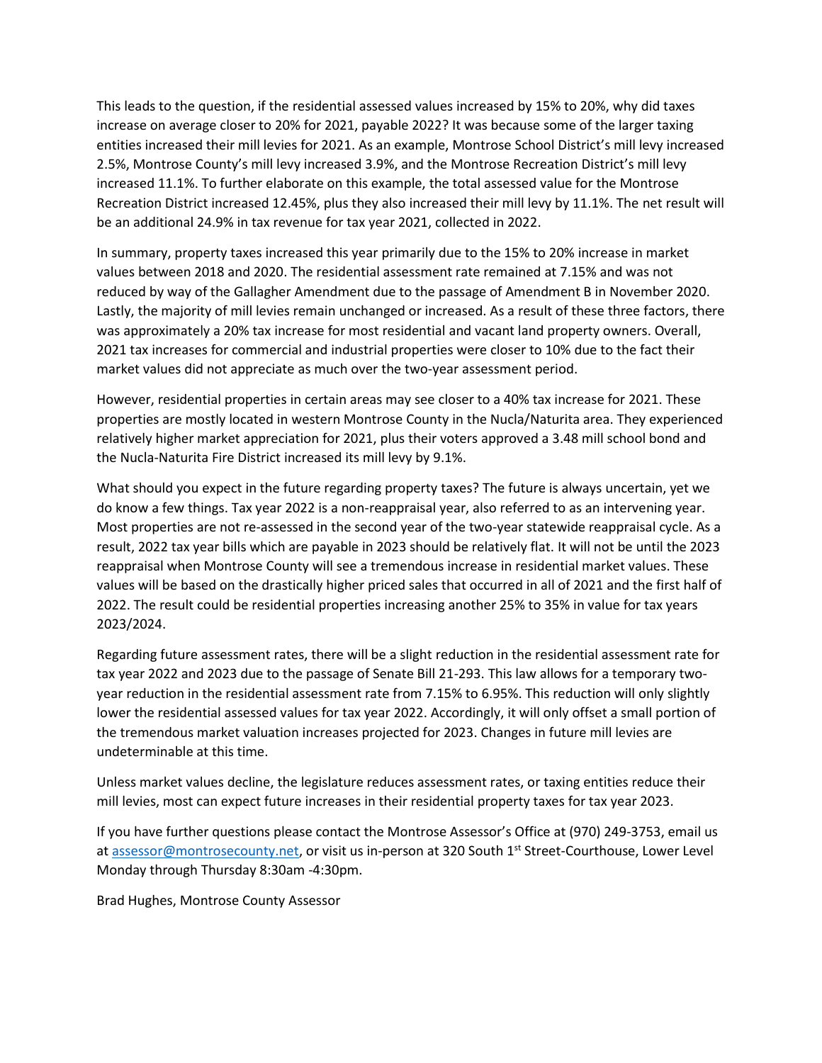This leads to the question, if the residential assessed values increased by 15% to 20%, why did taxes increase on average closer to 20% for 2021, payable 2022? It was because some of the larger taxing entities increased their mill levies for 2021. As an example, Montrose School District's mill levy increased 2.5%, Montrose County's mill levy increased 3.9%, and the Montrose Recreation District's mill levy increased 11.1%. To further elaborate on this example, the total assessed value for the Montrose Recreation District increased 12.45%, plus they also increased their mill levy by 11.1%. The net result will be an additional 24.9% in tax revenue for tax year 2021, collected in 2022.

In summary, property taxes increased this year primarily due to the 15% to 20% increase in market values between 2018 and 2020. The residential assessment rate remained at 7.15% and was not reduced by way of the Gallagher Amendment due to the passage of Amendment B in November 2020. Lastly, the majority of mill levies remain unchanged or increased. As a result of these three factors, there was approximately a 20% tax increase for most residential and vacant land property owners. Overall, 2021 tax increases for commercial and industrial properties were closer to 10% due to the fact their market values did not appreciate as much over the two-year assessment period.

However, residential properties in certain areas may see closer to a 40% tax increase for 2021. These properties are mostly located in western Montrose County in the Nucla/Naturita area. They experienced relatively higher market appreciation for 2021, plus their voters approved a 3.48 mill school bond and the Nucla-Naturita Fire District increased its mill levy by 9.1%.

What should you expect in the future regarding property taxes? The future is always uncertain, yet we do know a few things. Tax year 2022 is a non-reappraisal year, also referred to as an intervening year. Most properties are not re-assessed in the second year of the two-year statewide reappraisal cycle. As a result, 2022 tax year bills which are payable in 2023 should be relatively flat. It will not be until the 2023 reappraisal when Montrose County will see a tremendous increase in residential market values. These values will be based on the drastically higher priced sales that occurred in all of 2021 and the first half of 2022. The result could be residential properties increasing another 25% to 35% in value for tax years 2023/2024.

Regarding future assessment rates, there will be a slight reduction in the residential assessment rate for tax year 2022 and 2023 due to the passage of Senate Bill 21-293. This law allows for a temporary two-year reduction in the residential assessment rate from 7.15% to 6.95%. This reduction will only slightly lower the residential assessed values for tax year 2022. Accordingly, it will only offset a small portion of the tremendous market valuation increases projected for 2023. Changes in future mill levies are undeterminable at this time.

Unless market values decline, the legislature reduces assessment rates, or taxing entities reduce their mill levies, most can expect future increases in their residential property taxes for tax year 2023.

If you have further questions please contact the Montrose Assessor's Office at (970) 249-3753, email us at assessor@montrosecounty.net, or visit us in-person at 320 South 1st Street-Courthouse, Lower Level Monday through Thursday 8:30am -4:30pm.

Brad Hughes, Montrose County Assessor